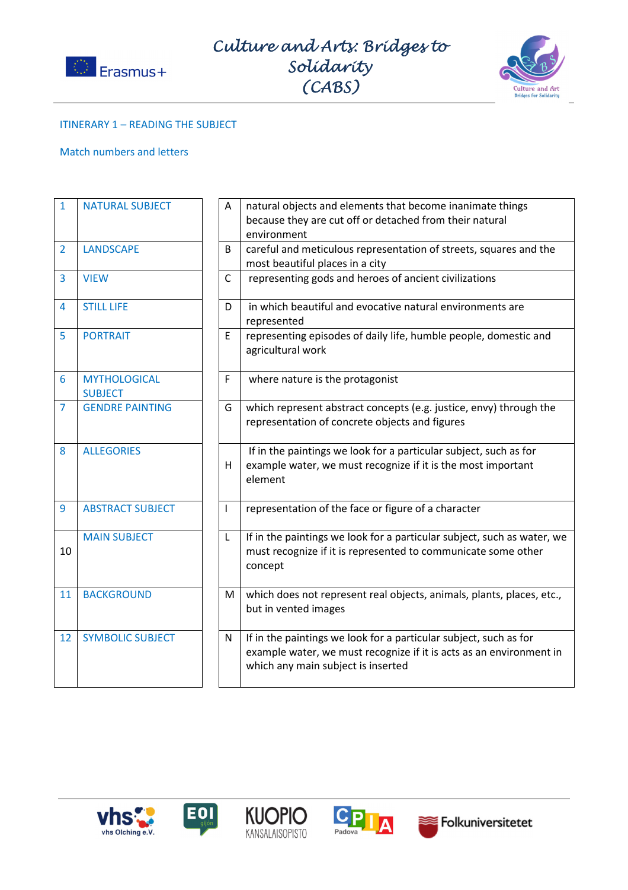# Culture and Arts: Bridges to Solidarity (CABS)

ITINERARY 1 – READING THE SUBJECT

Match numbers and letters

| | | | | |
|---|---|---|---|---|
| 1 | NATURAL SUBJECT | | A | natural objects and elements that become inanimate things because they are cut off or detached from their natural environment |
| 2 | LANDSCAPE | | B | careful and meticulous representation of streets, squares and the most beautiful places in a city |
| 3 | VIEW | | C | representing gods and heroes of ancient civilizations |
| 4 | STILL LIFE | | D | in which beautiful and evocative natural environments are represented |
| 5 | PORTRAIT | | E | representing episodes of daily life, humble people, domestic and agricultural work |
| 6 | MYTHOLOGICAL SUBJECT | | F | where nature is the protagonist |
| 7 | GENDRE PAINTING | | G | which represent abstract concepts (e.g. justice, envy) through the representation of concrete objects and figures |
| 8 | ALLEGORIES | | H | If in the paintings we look for a particular subject, such as for example water, we must recognize if it is the most important element |
| 9 | ABSTRACT SUBJECT | | I | representation of the face or figure of a character |
| 10 | MAIN SUBJECT | | L | If in the paintings we look for a particular subject, such as water, we must recognize if it is represented to communicate some other concept |
| 11 | BACKGROUND | | M | which does not represent real objects, animals, plants, places, etc., but in vented images |
| 12 | SYMBOLIC SUBJECT | | N | If in the paintings we look for a particular subject, such as for example water, we must recognize if it is acts as an environment in which any main subject is inserted |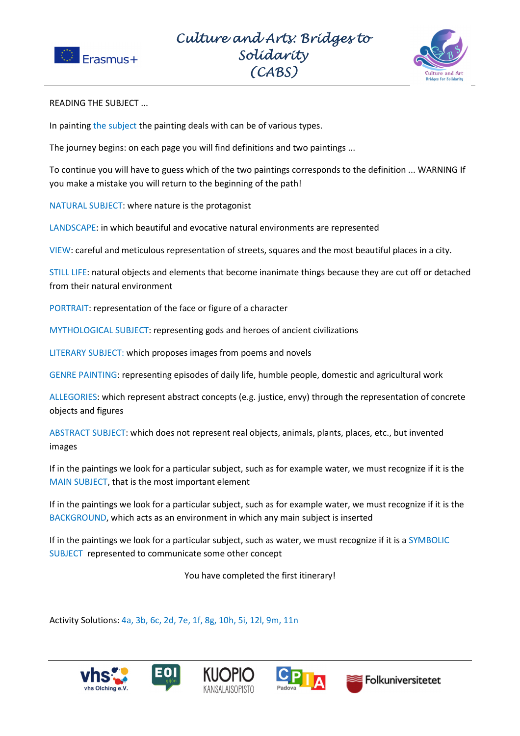READING THE SUBJECT ...

In painting the subject the painting deals with can be of various types.

The journey begins: on each page you will find definitions and two paintings ...

To continue you will have to guess which of the two paintings corresponds to the definition ... WARNING If you make a mistake you will return to the beginning of the path!

NATURAL SUBJECT: where nature is the protagonist

LANDSCAPE: in which beautiful and evocative natural environments are represented

VIEW: careful and meticulous representation of streets, squares and the most beautiful places in a city.

STILL LIFE: natural objects and elements that become inanimate things because they are cut off or detached from their natural environment

PORTRAIT: representation of the face or figure of a character

MYTHOLOGICAL SUBJECT: representing gods and heroes of ancient civilizations

LITERARY SUBJECT: which proposes images from poems and novels

GENRE PAINTING: representing episodes of daily life, humble people, domestic and agricultural work

ALLEGORIES: which represent abstract concepts (e.g. justice, envy) through the representation of concrete objects and figures

ABSTRACT SUBJECT: which does not represent real objects, animals, plants, places, etc., but invented images

If in the paintings we look for a particular subject, such as for example water, we must recognize if it is the MAIN SUBJECT, that is the most important element

If in the paintings we look for a particular subject, such as for example water, we must recognize if it is the BACKGROUND, which acts as an environment in which any main subject is inserted

If in the paintings we look for a particular subject, such as water, we must recognize if it is a SYMBOLIC SUBJECT represented to communicate some other concept

You have completed the first itinerary!

Activity Solutions: 4a, 3b, 6c, 2d, 7e, 1f, 8g, 10h, 5i, 12l, 9m, 11n